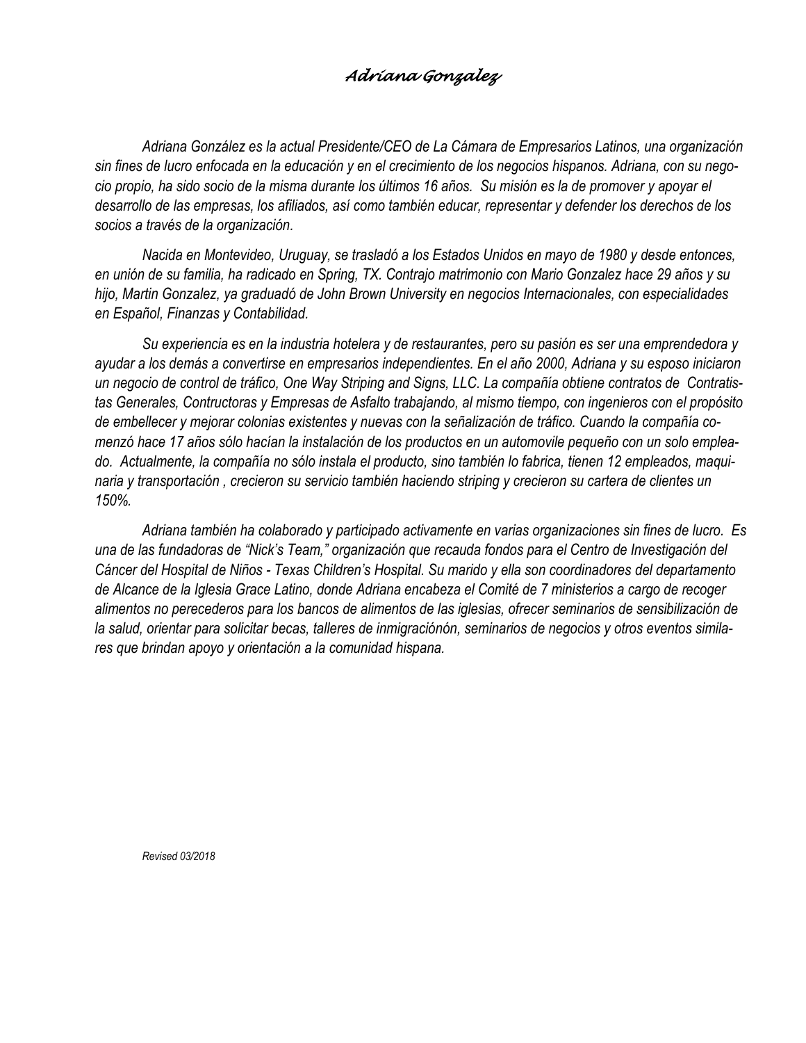# *Adriana Gonzalez*

*Adriana González es la actual Presidente/CEO de La Cámara de Empresarios Latinos, una organización sin fines de lucro enfocada en la educación y en el crecimiento de los negocios hispanos. Adriana, con su negocio propio, ha sido socio de la misma durante los últimos 16 años. Su misión es la de promover y apoyar el desarrollo de las empresas, los afiliados, así como también educar, representar y defender los derechos de los socios a través de la organización.*

*Nacida en Montevideo, Uruguay, se trasladó a los Estados Unidos en mayo de 1980 y desde entonces, en unión de su familia, ha radicado en Spring, TX. Contrajo matrimonio con Mario Gonzalez hace 29 años y su hijo, Martin Gonzalez, ya graduadó de John Brown University en negocios Internacionales, con especialidades en Español, Finanzas y Contabilidad.*

*Su experiencia es en la industria hotelera y de restaurantes, pero su pasión es ser una emprendedora y ayudar a los demás a convertirse en empresarios independientes. En el año 2000, Adriana y su esposo iniciaron un negocio de control de tráfico, One Way Striping and Signs, LLC. La compañía obtiene contratos de Contratistas Generales, Contructoras y Empresas de Asfalto trabajando, al mismo tiempo, con ingenieros con el propósito de embellecer y mejorar colonias existentes y nuevas con la señalización de tráfico. Cuando la compañía comenzó hace 17 años sólo hacían la instalación de los productos en un automovile pequeño con un solo empleado. Actualmente, la compañía no sólo instala el producto, sino también lo fabrica, tienen 12 empleados, maquinaria y transportación , crecieron su servicio también haciendo striping y crecieron su cartera de clientes un 150%.*

*Adriana también ha colaborado y participado activamente en varias organizaciones sin fines de lucro. Es una de las fundadoras de "Nick's Team," organización que recauda fondos para el Centro de Investigación del Cáncer del Hospital de Niños - Texas Children's Hospital. Su marido y ella son coordinadores del departamento de Alcance de la Iglesia Grace Latino, donde Adriana encabeza el Comité de 7 ministerios a cargo de recoger alimentos no perecederos para los bancos de alimentos de las iglesias, ofrecer seminarios de sensibilización de la salud, orientar para solicitar becas, talleres de inmigraciónón, seminarios de negocios y otros eventos similares que brindan apoyo y orientación a la comunidad hispana.*

*Revised 03/2018*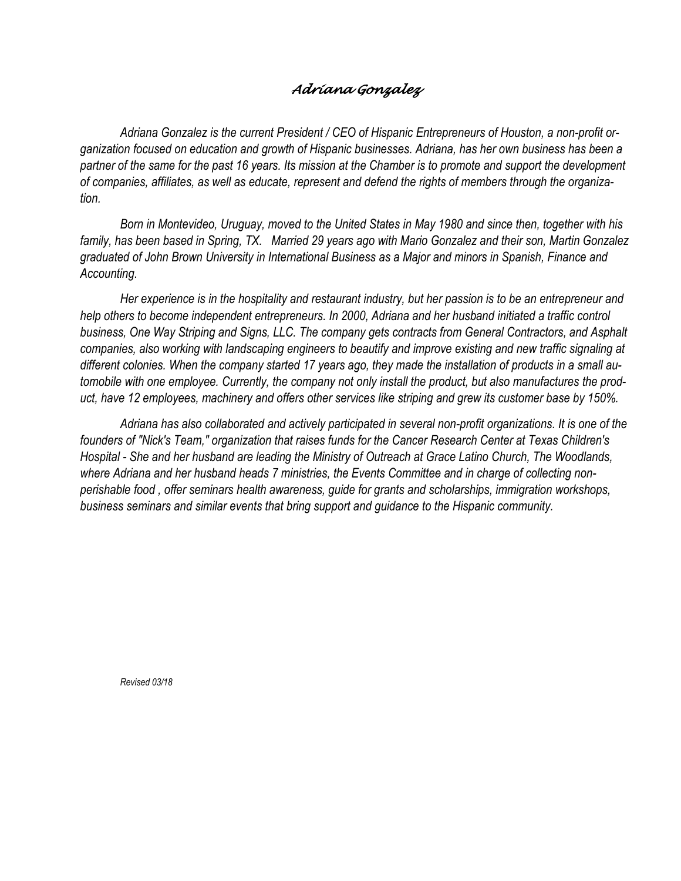# *Adriana Gonzalez*

*Adriana Gonzalez is the current President / CEO of Hispanic Entrepreneurs of Houston, a non-profit organization focused on education and growth of Hispanic businesses. Adriana, has her own business has been a partner of the same for the past 16 years. Its mission at the Chamber is to promote and support the development of companies, affiliates, as well as educate, represent and defend the rights of members through the organization.*

*Born in Montevideo, Uruguay, moved to the United States in May 1980 and since then, together with his family, has been based in Spring, TX. Married 29 years ago with Mario Gonzalez and their son, Martin Gonzalez graduated of John Brown University in International Business as a Major and minors in Spanish, Finance and Accounting.*

*Her experience is in the hospitality and restaurant industry, but her passion is to be an entrepreneur and help others to become independent entrepreneurs. In 2000, Adriana and her husband initiated a traffic control business, One Way Striping and Signs, LLC. The company gets contracts from General Contractors, and Asphalt companies, also working with landscaping engineers to beautify and improve existing and new traffic signaling at different colonies. When the company started 17 years ago, they made the installation of products in a small automobile with one employee. Currently, the company not only install the product, but also manufactures the product, have 12 employees, machinery and offers other services like striping and grew its customer base by 150%.*

*Adriana has also collaborated and actively participated in several non-profit organizations. It is one of the founders of "Nick's Team," organization that raises funds for the Cancer Research Center at Texas Children's Hospital - She and her husband are leading the Ministry of Outreach at Grace Latino Church, The Woodlands, where Adriana and her husband heads 7 ministries, the Events Committee and in charge of collecting non-perishable food , offer seminars health awareness, guide for grants and scholarships, immigration workshops, business seminars and similar events that bring support and guidance to the Hispanic community.*

*Revised 03/18*